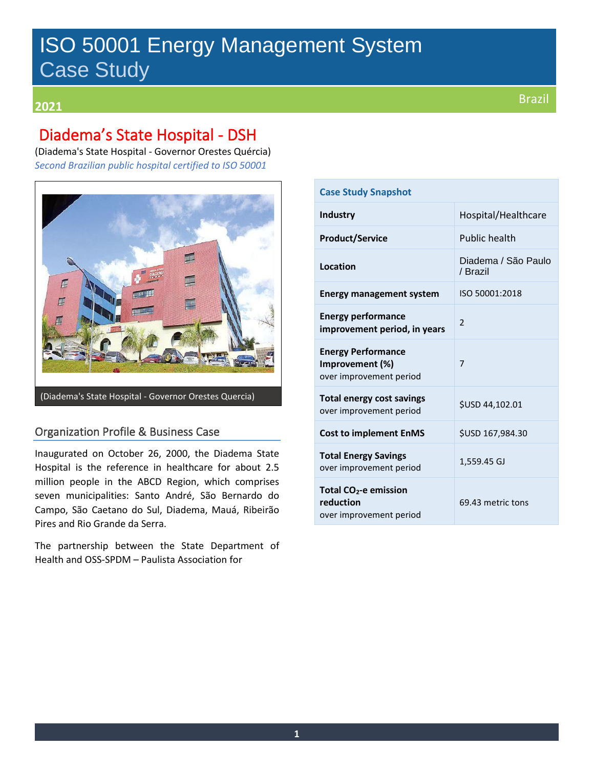# ISO 50001 Energy Management System Case Study

**2021** Brazil

## Diadema's State Hospital - DSH

(Diadema's State Hospital - Governor Orestes Quércia)

*Second Brazilian public hospital certified to ISO 50001*

(Diadema's State Hospital - Governor Orestes Quercia)

| Case Study Snapshot | |
|---|---|
| **Industry** | Hospital/Healthcare |
| **Product/Service** | Public health |
| **Location** | Diadema / São Paulo / Brazil |
| **Energy management system** | ISO 50001:2018 |
| **Energy performance improvement period, in years** | 2 |
| **Energy Performance Improvement (%)** over improvement period | 7 |
| **Total energy cost savings** over improvement period | $USD 44,102.01 |
| **Cost to implement EnMS** | $USD 167,984.30 |
| **Total Energy Savings** over improvement period | 1,559.45 GJ |
| **Total $CO_2$-e emission reduction** over improvement period | 69.43 metric tons |

## Organization Profile & Business Case

Inaugurated on October 26, 2000, the Diadema State Hospital is the reference in healthcare for about 2.5 million people in the ABCD Region, which comprises seven municipalities: Santo André, São Bernardo do Campo, São Caetano do Sul, Diadema, Mauá, Ribeirão Pires and Rio Grande da Serra.

The partnership between the State Department of Health and OSS-SPDM – Paulista Association for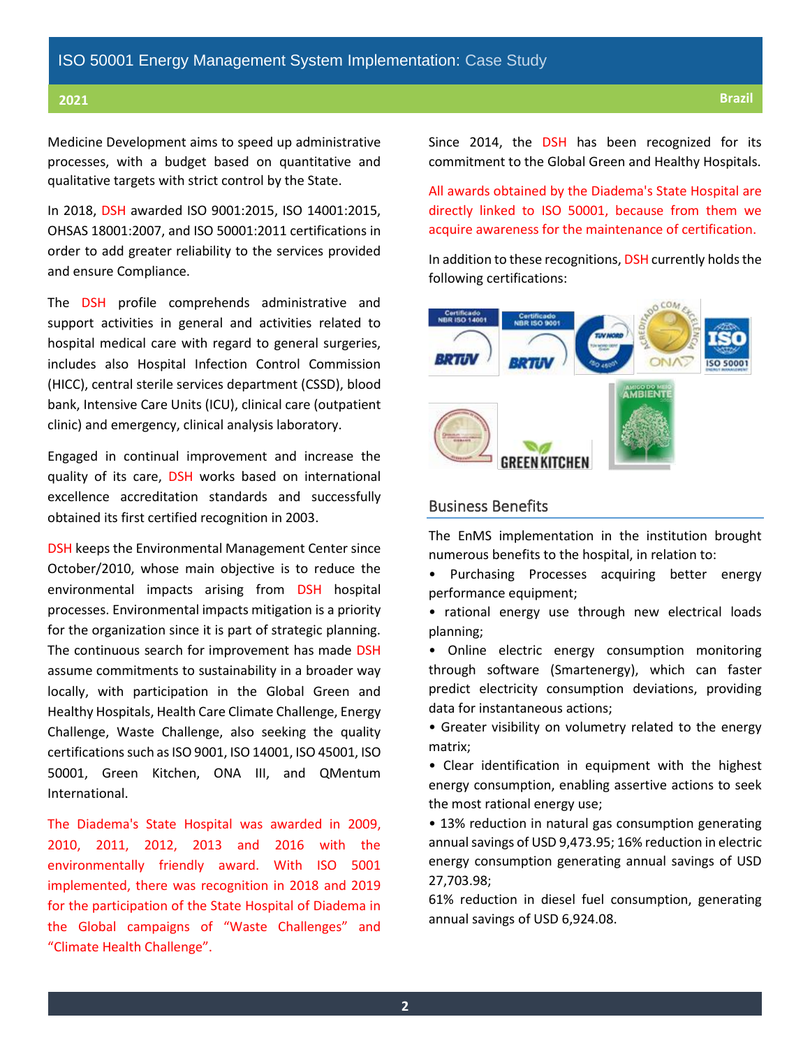Medicine Development aims to speed up administrative processes, with a budget based on quantitative and qualitative targets with strict control by the State.

In 2018, DSH awarded ISO 9001:2015, ISO 14001:2015, OHSAS 18001:2007, and ISO 50001:2011 certifications in order to add greater reliability to the services provided and ensure Compliance.

The DSH profile comprehends administrative and support activities in general and activities related to hospital medical care with regard to general surgeries, includes also Hospital Infection Control Commission (HICC), central sterile services department (CSSD), blood bank, Intensive Care Units (ICU), clinical care (outpatient clinic) and emergency, clinical analysis laboratory.

Engaged in continual improvement and increase the quality of its care, DSH works based on international excellence accreditation standards and successfully obtained its first certified recognition in 2003.

DSH keeps the Environmental Management Center since October/2010, whose main objective is to reduce the environmental impacts arising from DSH hospital processes. Environmental impacts mitigation is a priority for the organization since it is part of strategic planning. The continuous search for improvement has made DSH assume commitments to sustainability in a broader way locally, with participation in the Global Green and Healthy Hospitals, Health Care Climate Challenge, Energy Challenge, Waste Challenge, also seeking the quality certifications such as ISO 9001, ISO 14001, ISO 45001, ISO 50001, Green Kitchen, ONA III, and QMentum International.

The Diadema's State Hospital was awarded in 2009, 2010, 2011, 2012, 2013 and 2016 with the environmentally friendly award. With ISO 5001 implemented, there was recognition in 2018 and 2019 for the participation of the State Hospital of Diadema in the Global campaigns of "Waste Challenges" and "Climate Health Challenge".

Since 2014, the DSH has been recognized for its commitment to the Global Green and Healthy Hospitals.

All awards obtained by the Diadema's State Hospital are directly linked to ISO 50001, because from them we acquire awareness for the maintenance of certification.

In addition to these recognitions, DSH currently holds the following certifications:

## Business Benefits

The EnMS implementation in the institution brought numerous benefits to the hospital, in relation to:

- Purchasing Processes acquiring better energy performance equipment;
- rational energy use through new electrical loads planning;
- Online electric energy consumption monitoring through software (Smartenergy), which can faster predict electricity consumption deviations, providing data for instantaneous actions;
- Greater visibility on volumetry related to the energy matrix;
- Clear identification in equipment with the highest energy consumption, enabling assertive actions to seek the most rational energy use;
- 13% reduction in natural gas consumption generating annual savings of USD 9,473.95; 16% reduction in electric energy consumption generating annual savings of USD 27,703.98;

61% reduction in diesel fuel consumption, generating annual savings of USD 6,924.08.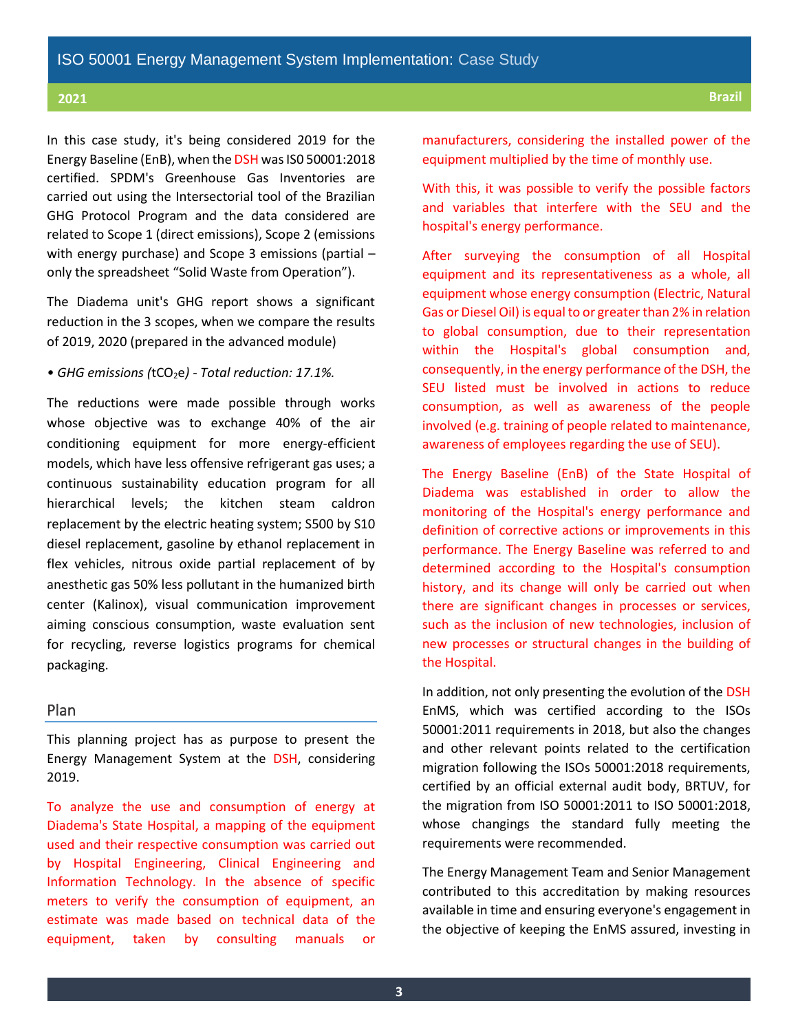In this case study, it's being considered 2019 for the Energy Baseline (EnB), when the DSH was IS0 50001:2018 certified. SPDM's Greenhouse Gas Inventories are carried out using the Intersectorial tool of the Brazilian GHG Protocol Program and the data considered are related to Scope 1 (direct emissions), Scope 2 (emissions with energy purchase) and Scope 3 emissions (partial – only the spreadsheet "Solid Waste from Operation").

The Diadema unit's GHG report shows a significant reduction in the 3 scopes, when we compare the results of 2019, 2020 (prepared in the advanced module)

• *GHG emissions (*$tCO_2e$*) - Total reduction: 17.1%.*

The reductions were made possible through works whose objective was to exchange 40% of the air conditioning equipment for more energy-efficient models, which have less offensive refrigerant gas uses; a continuous sustainability education program for all hierarchical levels; the kitchen steam caldron replacement by the electric heating system; S500 by S10 diesel replacement, gasoline by ethanol replacement in flex vehicles, nitrous oxide partial replacement of by anesthetic gas 50% less pollutant in the humanized birth center (Kalinox), visual communication improvement aiming conscious consumption, waste evaluation sent for recycling, reverse logistics programs for chemical packaging.

## Plan

This planning project has as purpose to present the Energy Management System at the DSH, considering 2019.

To analyze the use and consumption of energy at Diadema's State Hospital, a mapping of the equipment used and their respective consumption was carried out by Hospital Engineering, Clinical Engineering and Information Technology. In the absence of specific meters to verify the consumption of equipment, an estimate was made based on technical data of the equipment, taken by consulting manuals or manufacturers, considering the installed power of the equipment multiplied by the time of monthly use.

With this, it was possible to verify the possible factors and variables that interfere with the SEU and the hospital's energy performance.

After surveying the consumption of all Hospital equipment and its representativeness as a whole, all equipment whose energy consumption (Electric, Natural Gas or Diesel Oil) is equal to or greater than 2% in relation to global consumption, due to their representation within the Hospital's global consumption and, consequently, in the energy performance of the DSH, the SEU listed must be involved in actions to reduce consumption, as well as awareness of the people involved (e.g. training of people related to maintenance, awareness of employees regarding the use of SEU).

The Energy Baseline (EnB) of the State Hospital of Diadema was established in order to allow the monitoring of the Hospital's energy performance and definition of corrective actions or improvements in this performance. The Energy Baseline was referred to and determined according to the Hospital's consumption history, and its change will only be carried out when there are significant changes in processes or services, such as the inclusion of new technologies, inclusion of new processes or structural changes in the building of the Hospital.

In addition, not only presenting the evolution of the DSH EnMS, which was certified according to the ISOs 50001:2011 requirements in 2018, but also the changes and other relevant points related to the certification migration following the ISOs 50001:2018 requirements, certified by an official external audit body, BRTUV, for the migration from ISO 50001:2011 to ISO 50001:2018, whose changings the standard fully meeting the requirements were recommended.

The Energy Management Team and Senior Management contributed to this accreditation by making resources available in time and ensuring everyone's engagement in the objective of keeping the EnMS assured, investing in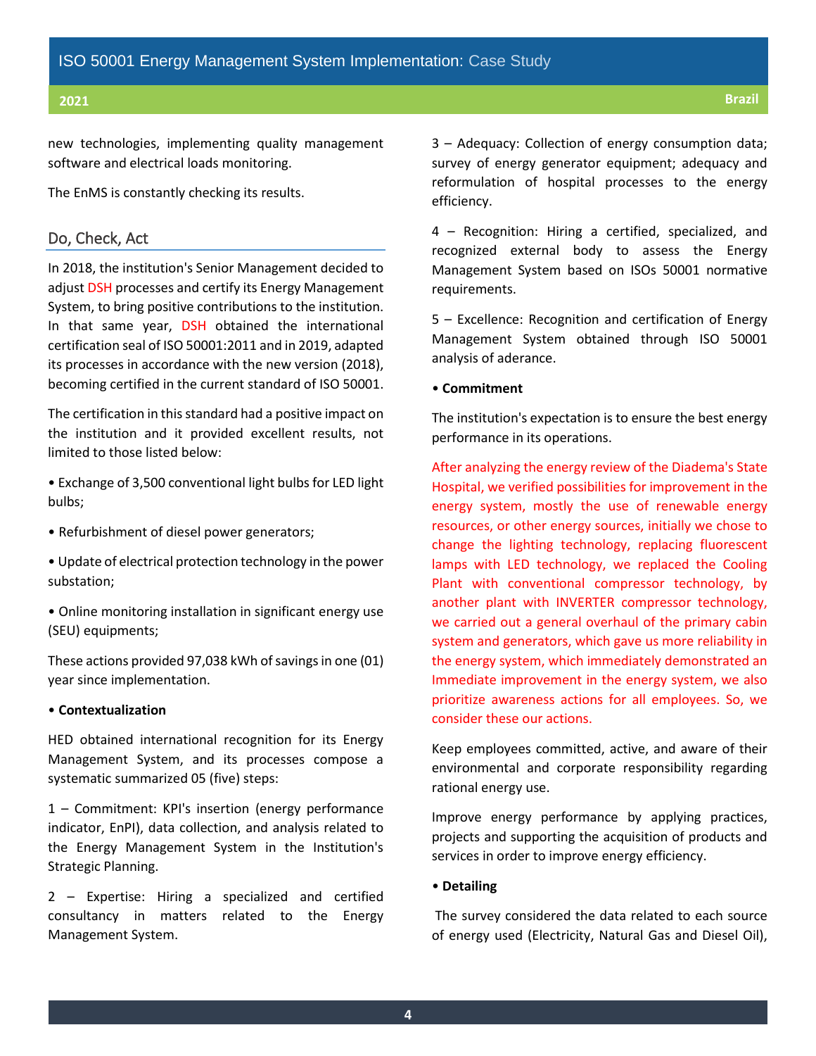new technologies, implementing quality management software and electrical loads monitoring.

The EnMS is constantly checking its results.

## Do, Check, Act

In 2018, the institution's Senior Management decided to adjust DSH processes and certify its Energy Management System, to bring positive contributions to the institution. In that same year, DSH obtained the international certification seal of ISO 50001:2011 and in 2019, adapted its processes in accordance with the new version (2018), becoming certified in the current standard of ISO 50001.

The certification in this standard had a positive impact on the institution and it provided excellent results, not limited to those listed below:

- Exchange of 3,500 conventional light bulbs for LED light bulbs;
- Refurbishment of diesel power generators;
- Update of electrical protection technology in the power substation;
- Online monitoring installation in significant energy use (SEU) equipments;

These actions provided 97,038 kWh of savings in one (01) year since implementation.

- **Contextualization**

HED obtained international recognition for its Energy Management System, and its processes compose a systematic summarized 05 (five) steps:

1 – Commitment: KPI's insertion (energy performance indicator, EnPI), data collection, and analysis related to the Energy Management System in the Institution's Strategic Planning.

2 – Expertise: Hiring a specialized and certified consultancy in matters related to the Energy Management System.

3 – Adequacy: Collection of energy consumption data; survey of energy generator equipment; adequacy and reformulation of hospital processes to the energy efficiency.

4 – Recognition: Hiring a certified, specialized, and recognized external body to assess the Energy Management System based on ISOs 50001 normative requirements.

5 – Excellence: Recognition and certification of Energy Management System obtained through ISO 50001 analysis of aderance.

- **Commitment**

The institution's expectation is to ensure the best energy performance in its operations.

After analyzing the energy review of the Diadema's State Hospital, we verified possibilities for improvement in the energy system, mostly the use of renewable energy resources, or other energy sources, initially we chose to change the lighting technology, replacing fluorescent lamps with LED technology, we replaced the Cooling Plant with conventional compressor technology, by another plant with INVERTER compressor technology, we carried out a general overhaul of the primary cabin system and generators, which gave us more reliability in the energy system, which immediately demonstrated an Immediate improvement in the energy system, we also prioritize awareness actions for all employees. So, we consider these our actions.

Keep employees committed, active, and aware of their environmental and corporate responsibility regarding rational energy use.

Improve energy performance by applying practices, projects and supporting the acquisition of products and services in order to improve energy efficiency.

- **Detailing**

The survey considered the data related to each source of energy used (Electricity, Natural Gas and Diesel Oil),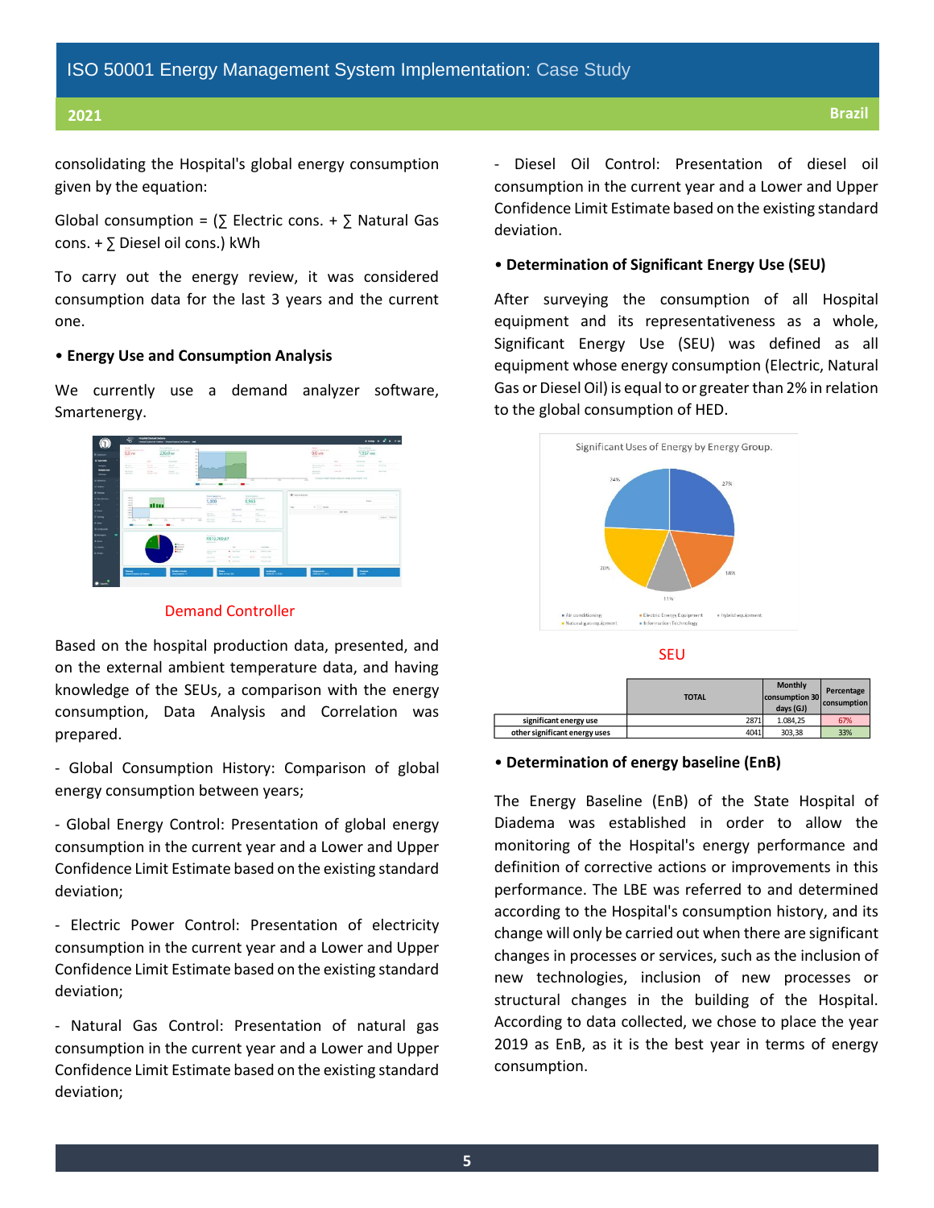consolidating the Hospital's global energy consumption given by the equation:

Global consumption = (∑ Electric cons. + ∑ Natural Gas cons. + ∑ Diesel oil cons.) kWh

To carry out the energy review, it was considered consumption data for the last 3 years and the current one.

**• Energy Use and Consumption Analysis**

We currently use a demand analyzer software, Smartenergy.

Demand Controller

Based on the hospital production data, presented, and on the external ambient temperature data, and having knowledge of the SEUs, a comparison with the energy consumption, Data Analysis and Correlation was prepared.

- Global Consumption History: Comparison of global energy consumption between years;

- Global Energy Control: Presentation of global energy consumption in the current year and a Lower and Upper Confidence Limit Estimate based on the existing standard deviation;

- Electric Power Control: Presentation of electricity consumption in the current year and a Lower and Upper Confidence Limit Estimate based on the existing standard deviation;

- Natural Gas Control: Presentation of natural gas consumption in the current year and a Lower and Upper Confidence Limit Estimate based on the existing standard deviation;

- Diesel Oil Control: Presentation of diesel oil consumption in the current year and a Lower and Upper Confidence Limit Estimate based on the existing standard deviation.

**• Determination of Significant Energy Use (SEU)**

After surveying the consumption of all Hospital equipment and its representativeness as a whole, Significant Energy Use (SEU) was defined as all equipment whose energy consumption (Electric, Natural Gas or Diesel Oil) is equal to or greater than 2% in relation to the global consumption of HED.

SEU

| | TOTAL | Monthly consumption 30 days (GJ) | Percentage consumption |
|---|---|---|---|
| significant energy use | 2871 | 1.084,25 | 67% |
| other significant energy uses | 4041 | 303,38 | 33% |

**• Determination of energy baseline (EnB)**

The Energy Baseline (EnB) of the State Hospital of Diadema was established in order to allow the monitoring of the Hospital's energy performance and definition of corrective actions or improvements in this performance. The LBE was referred to and determined according to the Hospital's consumption history, and its change will only be carried out when there are significant changes in processes or services, such as the inclusion of new technologies, inclusion of new processes or structural changes in the building of the Hospital. According to data collected, we chose to place the year 2019 as EnB, as it is the best year in terms of energy consumption.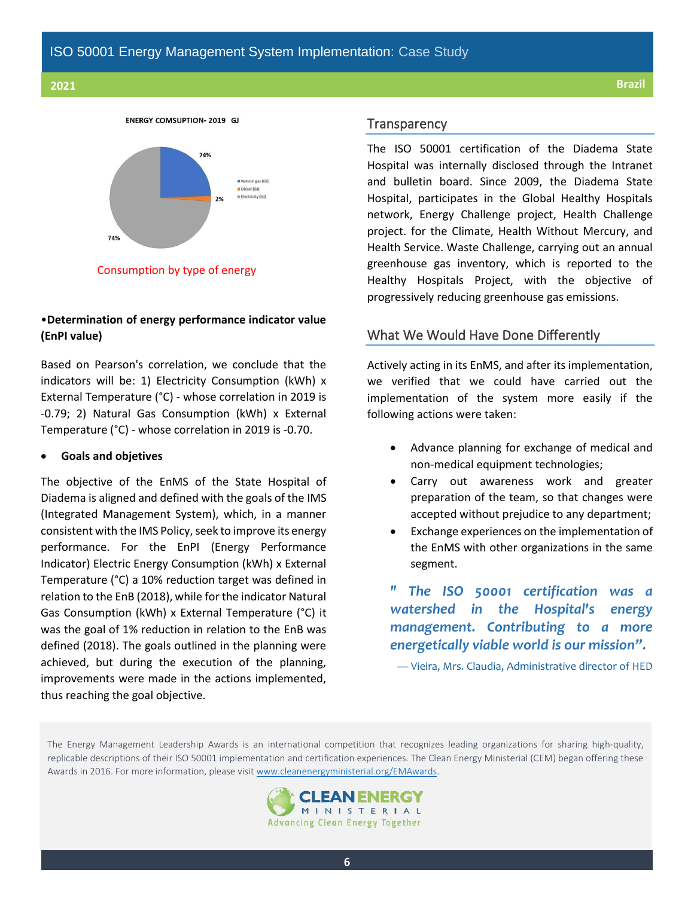ENERGY COMSUPTION- 2019 GJ

24%

2%

74%

Natural gas (GJ)
Diesel (GJ)
Electricity (GJ)

Consumption by type of energy

**•Determination of energy performance indicator value (EnPI value)**

Based on Pearson's correlation, we conclude that the indicators will be: 1) Electricity Consumption (kWh) x External Temperature (°C) - whose correlation in 2019 is -0.79; 2) Natural Gas Consumption (kWh) x External Temperature (°C) - whose correlation in 2019 is -0.70.

- **Goals and objetives**

The objective of the EnMS of the State Hospital of Diadema is aligned and defined with the goals of the IMS (Integrated Management System), which, in a manner consistent with the IMS Policy, seek to improve its energy performance. For the EnPI (Energy Performance Indicator) Electric Energy Consumption (kWh) x External Temperature (°C) a 10% reduction target was defined in relation to the EnB (2018), while for the indicator Natural Gas Consumption (kWh) x External Temperature (°C) it was the goal of 1% reduction in relation to the EnB was defined (2018). The goals outlined in the planning were achieved, but during the execution of the planning, improvements were made in the actions implemented, thus reaching the goal objective.

## Transparency

The ISO 50001 certification of the Diadema State Hospital was internally disclosed through the Intranet and bulletin board. Since 2009, the Diadema State Hospital, participates in the Global Healthy Hospitals network, Energy Challenge project, Health Challenge project. for the Climate, Health Without Mercury, and Health Service. Waste Challenge, carrying out an annual greenhouse gas inventory, which is reported to the Healthy Hospitals Project, with the objective of progressively reducing greenhouse gas emissions.

## What We Would Have Done Differently

Actively acting in its EnMS, and after its implementation, we verified that we could have carried out the implementation of the system more easily if the following actions were taken:

- Advance planning for exchange of medical and non-medical equipment technologies;
- Carry out awareness work and greater preparation of the team, so that changes were accepted without prejudice to any department;
- Exchange experiences on the implementation of the EnMS with other organizations in the same segment.

***" The ISO 50001 certification was a watershed in the Hospital's energy management. Contributing to a more energetically viable world is our mission".***

— Vieira, Mrs. Claudia, Administrative director of HED

The Energy Management Leadership Awards is an international competition that recognizes leading organizations for sharing high-quality, replicable descriptions of their ISO 50001 implementation and certification experiences. The Clean Energy Ministerial (CEM) began offering these Awards in 2016. For more information, please visit www.cleanenergyministerial.org/EMAwards.

CLEAN ENERGY MINISTERIAL
Advancing Clean Energy Together